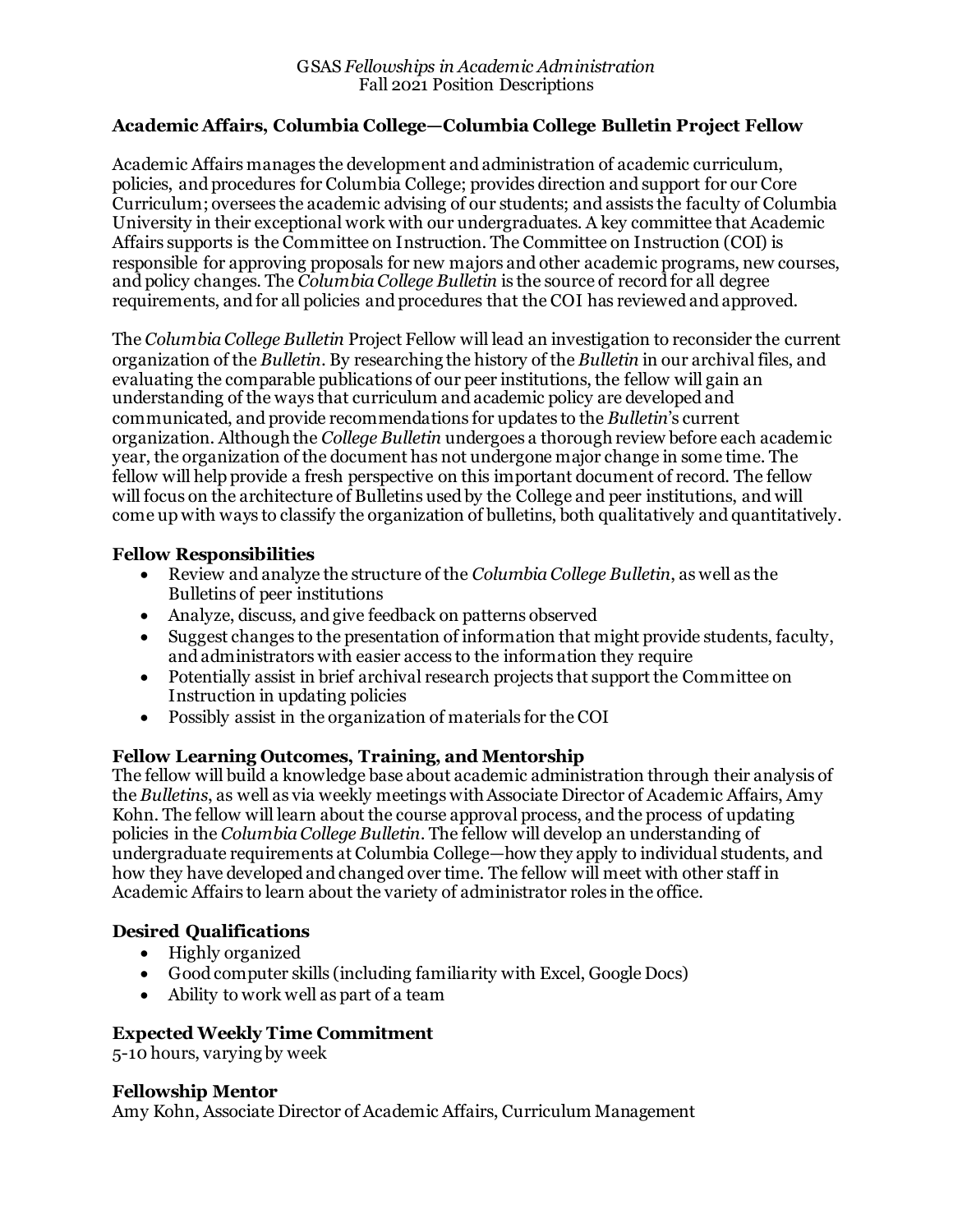GSAS *Fellowships in Academic Administration*
Fall 2021 Position Descriptions

## Academic Affairs, Columbia College—Columbia College Bulletin Project Fellow

Academic Affairs manages the development and administration of academic curriculum, policies, and procedures for Columbia College; provides direction and support for our Core Curriculum; oversees the academic advising of our students; and assists the faculty of Columbia University in their exceptional work with our undergraduates. A key committee that Academic Affairs supports is the Committee on Instruction. The Committee on Instruction (COI) is responsible for approving proposals for new majors and other academic programs, new courses, and policy changes. The *Columbia College Bulletin* is the source of record for all degree requirements, and for all policies and procedures that the COI has reviewed and approved.

The *Columbia College Bulletin* Project Fellow will lead an investigation to reconsider the current organization of the *Bulletin*. By researching the history of the *Bulletin* in our archival files, and evaluating the comparable publications of our peer institutions, the fellow will gain an understanding of the ways that curriculum and academic policy are developed and communicated, and provide recommendations for updates to the *Bulletin*'s current organization. Although the *College Bulletin* undergoes a thorough review before each academic year, the organization of the document has not undergone major change in some time. The fellow will help provide a fresh perspective on this important document of record. The fellow will focus on the architecture of Bulletins used by the College and peer institutions, and will come up with ways to classify the organization of bulletins, both qualitatively and quantitatively.

### Fellow Responsibilities

- Review and analyze the structure of the *Columbia College Bulletin*, as well as the Bulletins of peer institutions
- Analyze, discuss, and give feedback on patterns observed
- Suggest changes to the presentation of information that might provide students, faculty, and administrators with easier access to the information they require
- Potentially assist in brief archival research projects that support the Committee on Instruction in updating policies
- Possibly assist in the organization of materials for the COI

### Fellow Learning Outcomes, Training, and Mentorship

The fellow will build a knowledge base about academic administration through their analysis of the *Bulletins*, as well as via weekly meetings with Associate Director of Academic Affairs, Amy Kohn. The fellow will learn about the course approval process, and the process of updating policies in the *Columbia College Bulletin*. The fellow will develop an understanding of undergraduate requirements at Columbia College—how they apply to individual students, and how they have developed and changed over time. The fellow will meet with other staff in Academic Affairs to learn about the variety of administrator roles in the office.

### Desired Qualifications

- Highly organized
- Good computer skills (including familiarity with Excel, Google Docs)
- Ability to work well as part of a team

### Expected Weekly Time Commitment

5-10 hours, varying by week

### Fellowship Mentor

Amy Kohn, Associate Director of Academic Affairs, Curriculum Management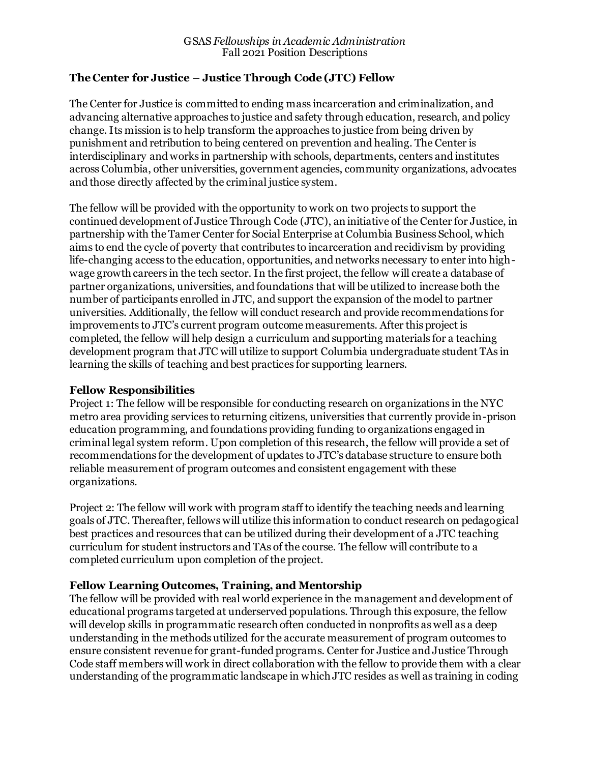### The Center for Justice – Justice Through Code (JTC) Fellow

The Center for Justice is committed to ending mass incarceration and criminalization, and advancing alternative approaches to justice and safety through education, research, and policy change. Its mission is to help transform the approaches to justice from being driven by punishment and retribution to being centered on prevention and healing. The Center is interdisciplinary and works in partnership with schools, departments, centers and institutes across Columbia, other universities, government agencies, community organizations, advocates and those directly affected by the criminal justice system.

The fellow will be provided with the opportunity to work on two projects to support the continued development of Justice Through Code (JTC), an initiative of the Center for Justice, in partnership with the Tamer Center for Social Enterprise at Columbia Business School, which aims to end the cycle of poverty that contributes to incarceration and recidivism by providing life-changing access to the education, opportunities, and networks necessary to enter into high-wage growth careers in the tech sector. In the first project, the fellow will create a database of partner organizations, universities, and foundations that will be utilized to increase both the number of participants enrolled in JTC, and support the expansion of the model to partner universities. Additionally, the fellow will conduct research and provide recommendations for improvements to JTC's current program outcome measurements. After this project is completed, the fellow will help design a curriculum and supporting materials for a teaching development program that JTC will utilize to support Columbia undergraduate student TAs in learning the skills of teaching and best practices for supporting learners.

**Fellow Responsibilities**

Project 1: The fellow will be responsible for conducting research on organizations in the NYC metro area providing services to returning citizens, universities that currently provide in-prison education programming, and foundations providing funding to organizations engaged in criminal legal system reform. Upon completion of this research, the fellow will provide a set of recommendations for the development of updates to JTC's database structure to ensure both reliable measurement of program outcomes and consistent engagement with these organizations.

Project 2: The fellow will work with program staff to identify the teaching needs and learning goals of JTC. Thereafter, fellows will utilize this information to conduct research on pedagogical best practices and resources that can be utilized during their development of a JTC teaching curriculum for student instructors and TAs of the course. The fellow will contribute to a completed curriculum upon completion of the project.

**Fellow Learning Outcomes, Training, and Mentorship**

The fellow will be provided with real world experience in the management and development of educational programs targeted at underserved populations. Through this exposure, the fellow will develop skills in programmatic research often conducted in nonprofits as well as a deep understanding in the methods utilized for the accurate measurement of program outcomes to ensure consistent revenue for grant-funded programs. Center for Justice and Justice Through Code staff members will work in direct collaboration with the fellow to provide them with a clear understanding of the programmatic landscape in which JTC resides as well as training in coding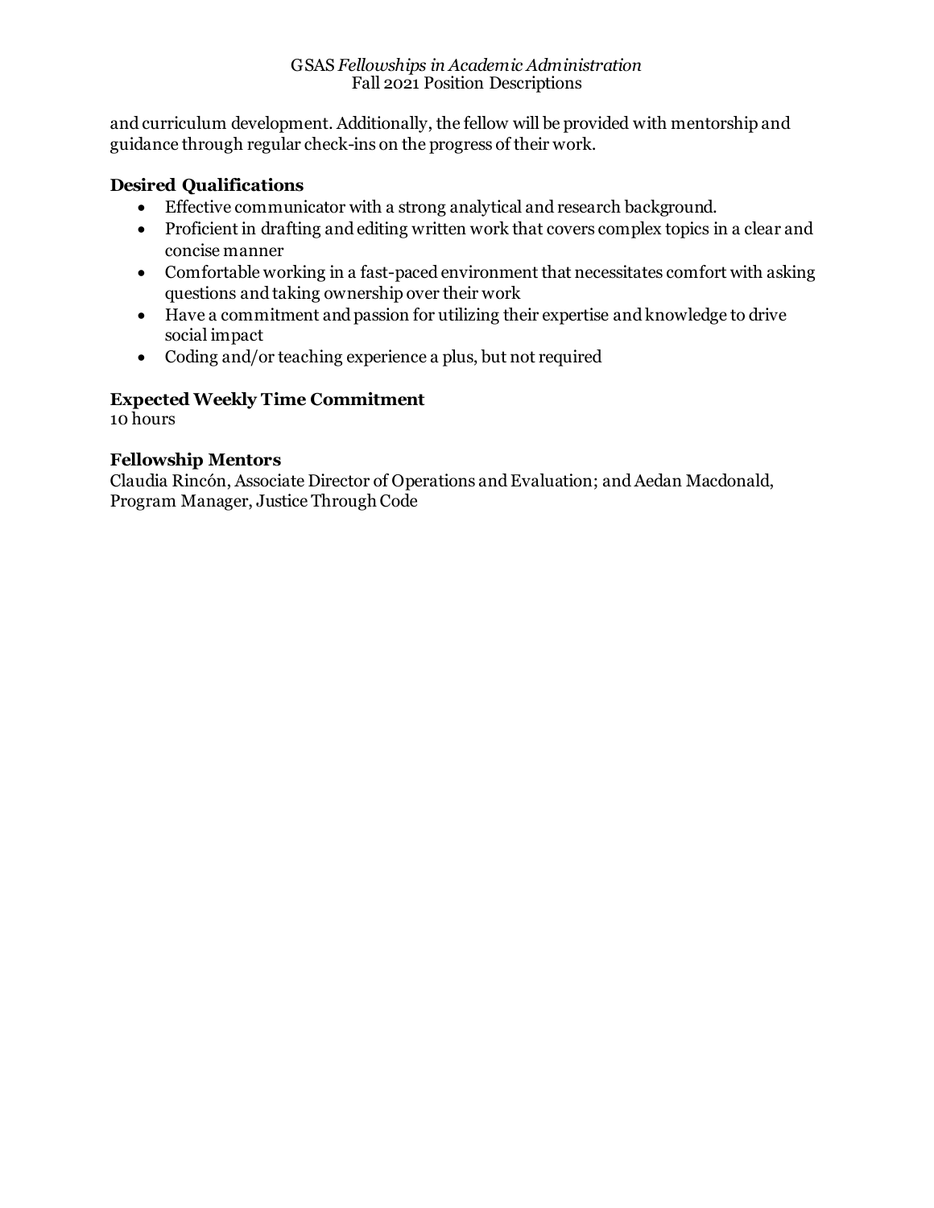and curriculum development. Additionally, the fellow will be provided with mentorship and guidance through regular check-ins on the progress of their work.

### Desired Qualifications

- Effective communicator with a strong analytical and research background.
- Proficient in drafting and editing written work that covers complex topics in a clear and concise manner
- Comfortable working in a fast-paced environment that necessitates comfort with asking questions and taking ownership over their work
- Have a commitment and passion for utilizing their expertise and knowledge to drive social impact
- Coding and/or teaching experience a plus, but not required

### Expected Weekly Time Commitment

10 hours

### Fellowship Mentors

Claudia Rincón, Associate Director of Operations and Evaluation; and Aedan Macdonald, Program Manager, Justice Through Code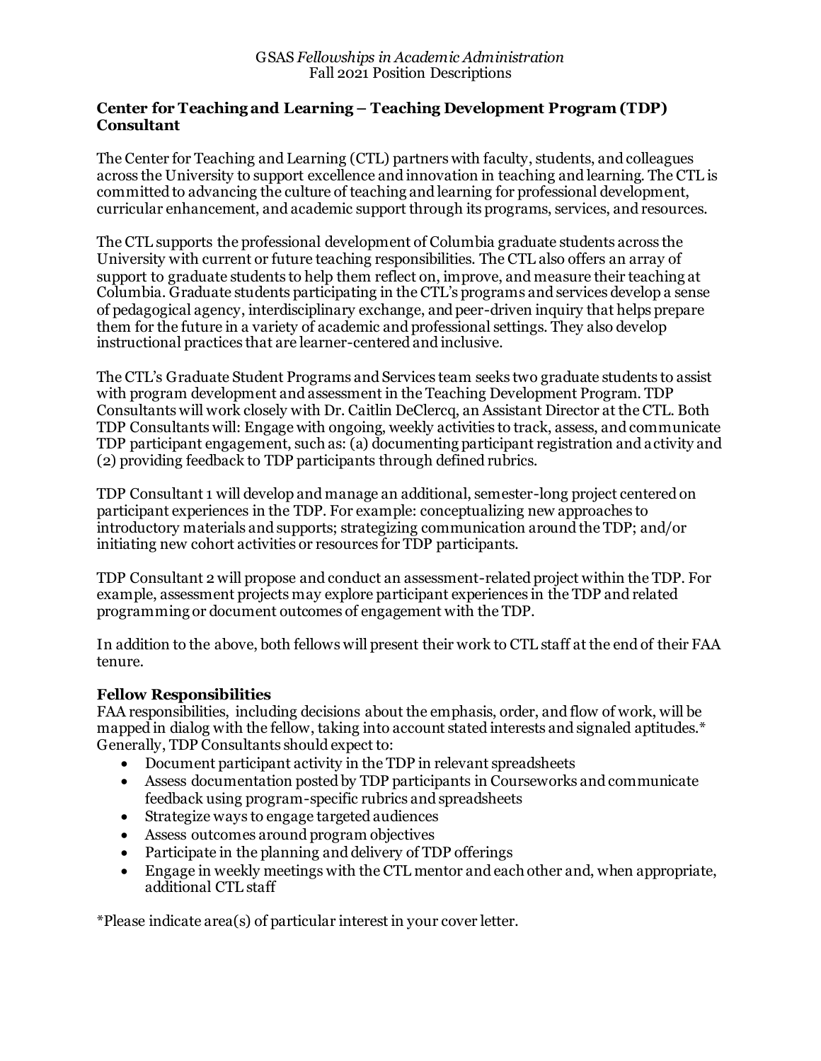GSAS *Fellowships in Academic Administration*
Fall 2021 Position Descriptions

**Center for Teaching and Learning – Teaching Development Program (TDP) Consultant**

The Center for Teaching and Learning (CTL) partners with faculty, students, and colleagues across the University to support excellence and innovation in teaching and learning. The CTL is committed to advancing the culture of teaching and learning for professional development, curricular enhancement, and academic support through its programs, services, and resources.

The CTL supports the professional development of Columbia graduate students across the University with current or future teaching responsibilities. The CTL also offers an array of support to graduate students to help them reflect on, improve, and measure their teaching at Columbia. Graduate students participating in the CTL's programs and services develop a sense of pedagogical agency, interdisciplinary exchange, and peer-driven inquiry that helps prepare them for the future in a variety of academic and professional settings. They also develop instructional practices that are learner-centered and inclusive.

The CTL's Graduate Student Programs and Services team seeks two graduate students to assist with program development and assessment in the Teaching Development Program. TDP Consultants will work closely with Dr. Caitlin DeClercq, an Assistant Director at the CTL. Both TDP Consultants will: Engage with ongoing, weekly activities to track, assess, and communicate TDP participant engagement, such as: (a) documenting participant registration and activity and (2) providing feedback to TDP participants through defined rubrics.

TDP Consultant 1 will develop and manage an additional, semester-long project centered on participant experiences in the TDP. For example: conceptualizing new approaches to introductory materials and supports; strategizing communication around the TDP; and/or initiating new cohort activities or resources for TDP participants.

TDP Consultant 2 will propose and conduct an assessment-related project within the TDP. For example, assessment projects may explore participant experiences in the TDP and related programming or document outcomes of engagement with the TDP.

In addition to the above, both fellows will present their work to CTL staff at the end of their FAA tenure.

**Fellow Responsibilities**

FAA responsibilities, including decisions about the emphasis, order, and flow of work, will be mapped in dialog with the fellow, taking into account stated interests and signaled aptitudes.* Generally, TDP Consultants should expect to:

- Document participant activity in the TDP in relevant spreadsheets
- Assess documentation posted by TDP participants in Courseworks and communicate feedback using program-specific rubrics and spreadsheets
- Strategize ways to engage targeted audiences
- Assess outcomes around program objectives
- Participate in the planning and delivery of TDP offerings
- Engage in weekly meetings with the CTL mentor and each other and, when appropriate, additional CTL staff

*Please indicate area(s) of particular interest in your cover letter.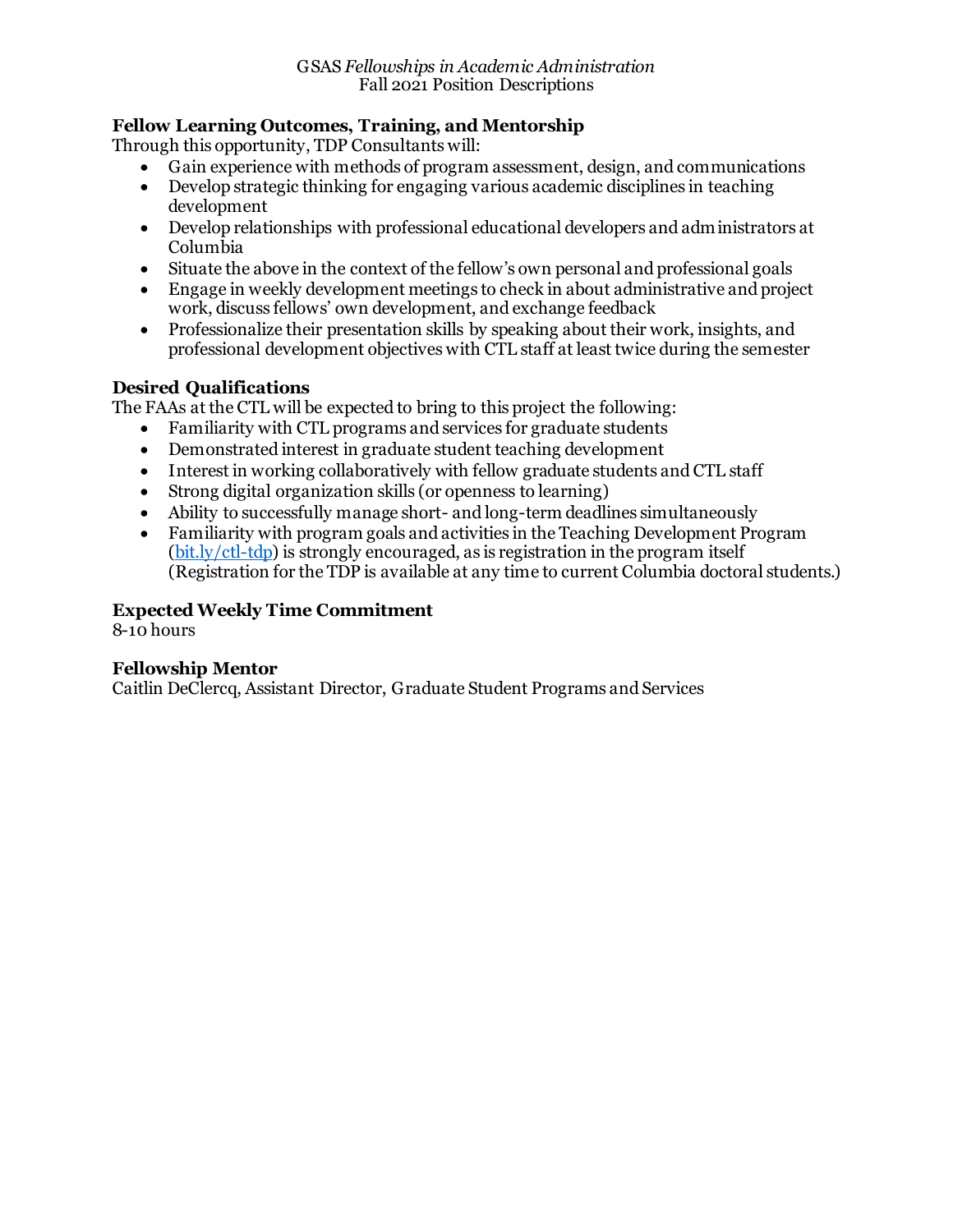### Fellow Learning Outcomes, Training, and Mentorship

Through this opportunity, TDP Consultants will:

- Gain experience with methods of program assessment, design, and communications
- Develop strategic thinking for engaging various academic disciplines in teaching development
- Develop relationships with professional educational developers and administrators at Columbia
- Situate the above in the context of the fellow's own personal and professional goals
- Engage in weekly development meetings to check in about administrative and project work, discuss fellows' own development, and exchange feedback
- Professionalize their presentation skills by speaking about their work, insights, and professional development objectives with CTL staff at least twice during the semester

### Desired Qualifications

The FAAs at the CTL will be expected to bring to this project the following:

- Familiarity with CTL programs and services for graduate students
- Demonstrated interest in graduate student teaching development
- Interest in working collaboratively with fellow graduate students and CTL staff
- Strong digital organization skills (or openness to learning)
- Ability to successfully manage short- and long-term deadlines simultaneously
- Familiarity with program goals and activities in the Teaching Development Program (bit.ly/ctl-tdp) is strongly encouraged, as is registration in the program itself (Registration for the TDP is available at any time to current Columbia doctoral students.)

### Expected Weekly Time Commitment

8-10 hours

### Fellowship Mentor

Caitlin DeClercq, Assistant Director, Graduate Student Programs and Services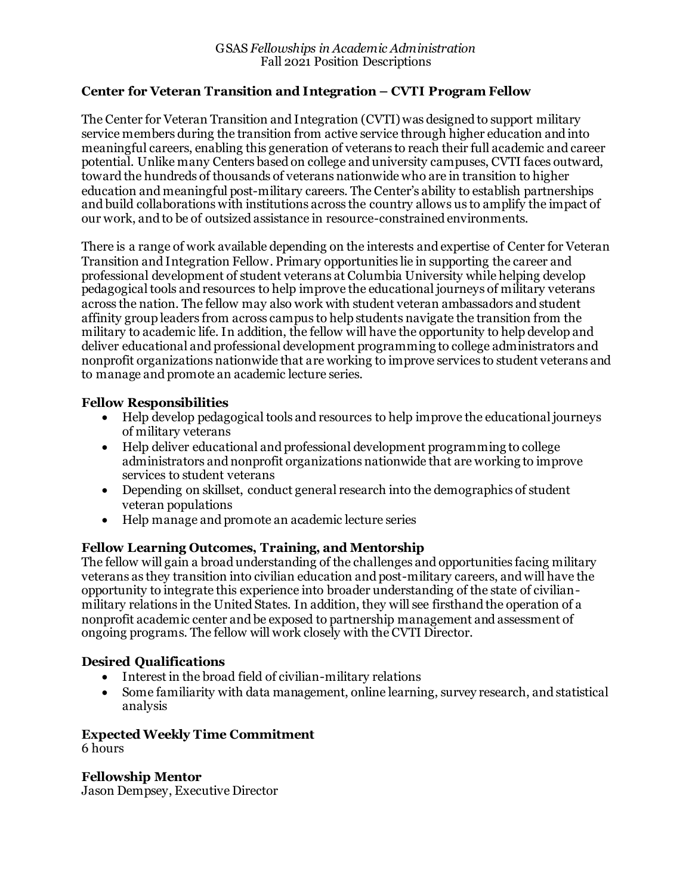## Center for Veteran Transition and Integration – CVTI Program Fellow

The Center for Veteran Transition and Integration (CVTI) was designed to support military service members during the transition from active service through higher education and into meaningful careers, enabling this generation of veterans to reach their full academic and career potential. Unlike many Centers based on college and university campuses, CVTI faces outward, toward the hundreds of thousands of veterans nationwide who are in transition to higher education and meaningful post-military careers. The Center's ability to establish partnerships and build collaborations with institutions across the country allows us to amplify the impact of our work, and to be of outsized assistance in resource-constrained environments.

There is a range of work available depending on the interests and expertise of Center for Veteran Transition and Integration Fellow. Primary opportunities lie in supporting the career and professional development of student veterans at Columbia University while helping develop pedagogical tools and resources to help improve the educational journeys of military veterans across the nation. The fellow may also work with student veteran ambassadors and student affinity group leaders from across campus to help students navigate the transition from the military to academic life. In addition, the fellow will have the opportunity to help develop and deliver educational and professional development programming to college administrators and nonprofit organizations nationwide that are working to improve services to student veterans and to manage and promote an academic lecture series.

### Fellow Responsibilities

- Help develop pedagogical tools and resources to help improve the educational journeys of military veterans
- Help deliver educational and professional development programming to college administrators and nonprofit organizations nationwide that are working to improve services to student veterans
- Depending on skillset, conduct general research into the demographics of student veteran populations
- Help manage and promote an academic lecture series

### Fellow Learning Outcomes, Training, and Mentorship

The fellow will gain a broad understanding of the challenges and opportunities facing military veterans as they transition into civilian education and post-military careers, and will have the opportunity to integrate this experience into broader understanding of the state of civilian-military relations in the United States. In addition, they will see firsthand the operation of a nonprofit academic center and be exposed to partnership management and assessment of ongoing programs. The fellow will work closely with the CVTI Director.

### Desired Qualifications

- Interest in the broad field of civilian-military relations
- Some familiarity with data management, online learning, survey research, and statistical analysis

### Expected Weekly Time Commitment

6 hours

### Fellowship Mentor

Jason Dempsey, Executive Director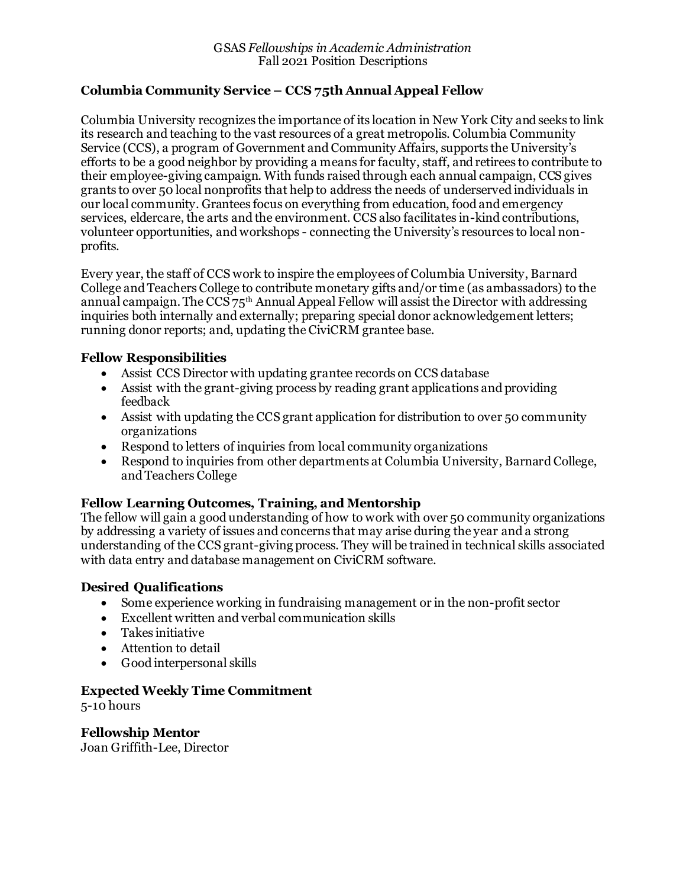GSAS *Fellowships in Academic Administration*
Fall 2021 Position Descriptions

## Columbia Community Service – CCS 75th Annual Appeal Fellow

Columbia University recognizes the importance of its location in New York City and seeks to link its research and teaching to the vast resources of a great metropolis. Columbia Community Service (CCS), a program of Government and Community Affairs, supports the University's efforts to be a good neighbor by providing a means for faculty, staff, and retirees to contribute to their employee-giving campaign. With funds raised through each annual campaign, CCS gives grants to over 50 local nonprofits that help to address the needs of underserved individuals in our local community. Grantees focus on everything from education, food and emergency services, eldercare, the arts and the environment. CCS also facilitates in-kind contributions, volunteer opportunities, and workshops - connecting the University's resources to local non-profits.

Every year, the staff of CCS work to inspire the employees of Columbia University, Barnard College and Teachers College to contribute monetary gifts and/or time (as ambassadors) to the annual campaign. The CCS 75th Annual Appeal Fellow will assist the Director with addressing inquiries both internally and externally; preparing special donor acknowledgement letters; running donor reports; and, updating the CiviCRM grantee base.

### Fellow Responsibilities

- Assist CCS Director with updating grantee records on CCS database
- Assist with the grant-giving process by reading grant applications and providing feedback
- Assist with updating the CCS grant application for distribution to over 50 community organizations
- Respond to letters of inquiries from local community organizations
- Respond to inquiries from other departments at Columbia University, Barnard College, and Teachers College

### Fellow Learning Outcomes, Training, and Mentorship

The fellow will gain a good understanding of how to work with over 50 community organizations by addressing a variety of issues and concerns that may arise during the year and a strong understanding of the CCS grant-giving process. They will be trained in technical skills associated with data entry and database management on CiviCRM software.

### Desired Qualifications

- Some experience working in fundraising management or in the non-profit sector
- Excellent written and verbal communication skills
- Takes initiative
- Attention to detail
- Good interpersonal skills

### Expected Weekly Time Commitment

5-10 hours

### Fellowship Mentor

Joan Griffith-Lee, Director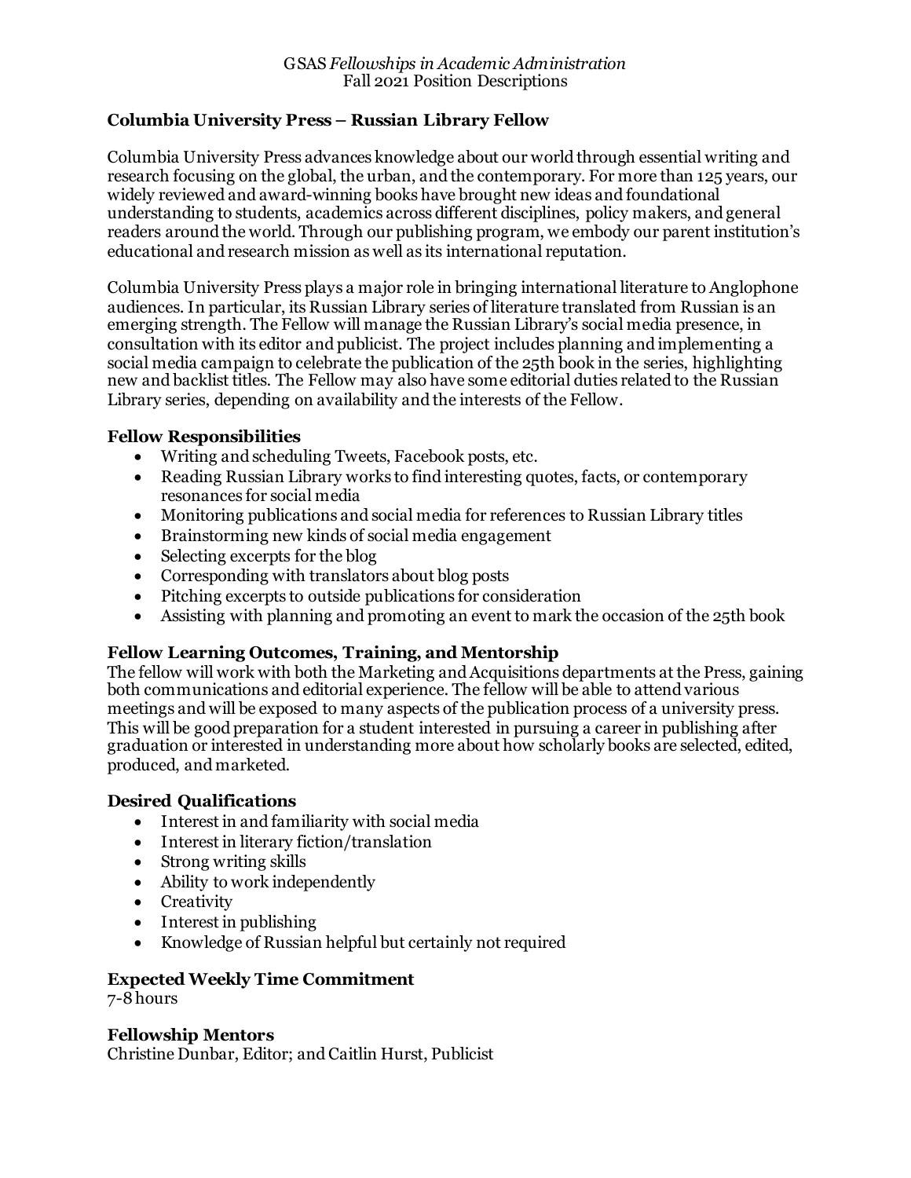GSAS *Fellowships in Academic Administration*
Fall 2021 Position Descriptions

## Columbia University Press – Russian Library Fellow

Columbia University Press advances knowledge about our world through essential writing and research focusing on the global, the urban, and the contemporary. For more than 125 years, our widely reviewed and award-winning books have brought new ideas and foundational understanding to students, academics across different disciplines, policy makers, and general readers around the world. Through our publishing program, we embody our parent institution's educational and research mission as well as its international reputation.

Columbia University Press plays a major role in bringing international literature to Anglophone audiences. In particular, its Russian Library series of literature translated from Russian is an emerging strength. The Fellow will manage the Russian Library's social media presence, in consultation with its editor and publicist. The project includes planning and implementing a social media campaign to celebrate the publication of the 25th book in the series, highlighting new and backlist titles. The Fellow may also have some editorial duties related to the Russian Library series, depending on availability and the interests of the Fellow.

### Fellow Responsibilities

- Writing and scheduling Tweets, Facebook posts, etc.
- Reading Russian Library works to find interesting quotes, facts, or contemporary resonances for social media
- Monitoring publications and social media for references to Russian Library titles
- Brainstorming new kinds of social media engagement
- Selecting excerpts for the blog
- Corresponding with translators about blog posts
- Pitching excerpts to outside publications for consideration
- Assisting with planning and promoting an event to mark the occasion of the 25th book

### Fellow Learning Outcomes, Training, and Mentorship

The fellow will work with both the Marketing and Acquisitions departments at the Press, gaining both communications and editorial experience. The fellow will be able to attend various meetings and will be exposed to many aspects of the publication process of a university press. This will be good preparation for a student interested in pursuing a career in publishing after graduation or interested in understanding more about how scholarly books are selected, edited, produced, and marketed.

### Desired Qualifications

- Interest in and familiarity with social media
- Interest in literary fiction/translation
- Strong writing skills
- Ability to work independently
- Creativity
- Interest in publishing
- Knowledge of Russian helpful but certainly not required

### Expected Weekly Time Commitment

7-8 hours

### Fellowship Mentors

Christine Dunbar, Editor; and Caitlin Hurst, Publicist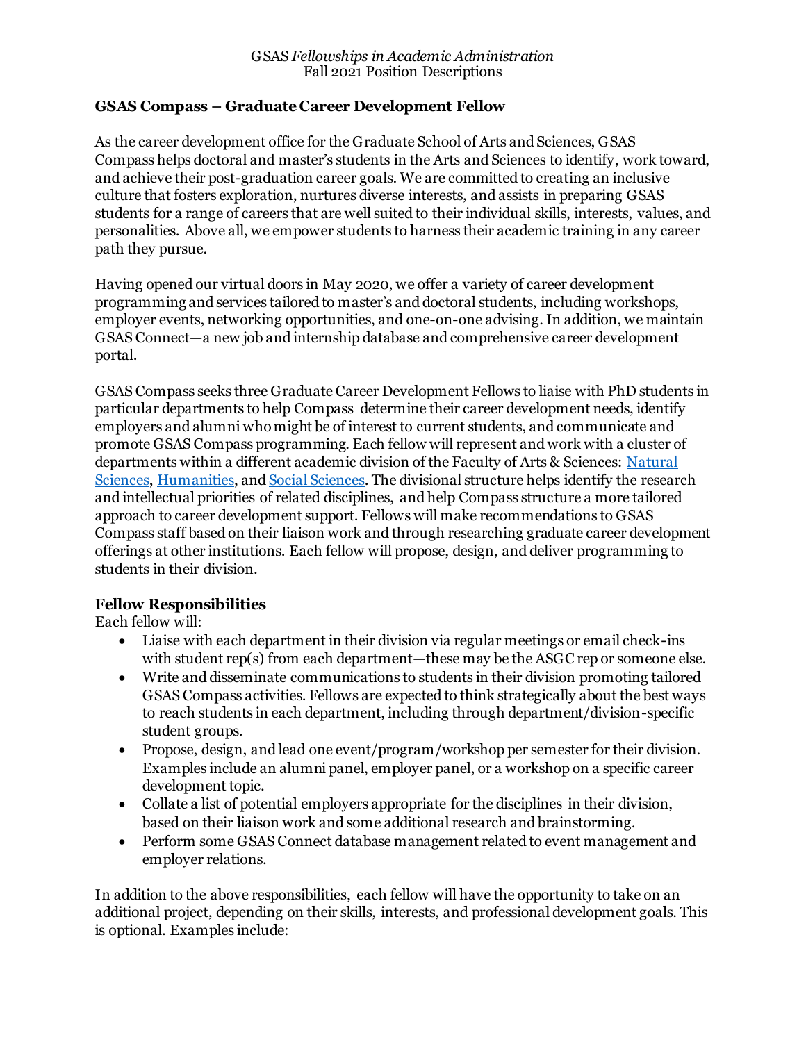GSAS *Fellowships in Academic Administration*
Fall 2021 Position Descriptions

### GSAS Compass – Graduate Career Development Fellow

As the career development office for the Graduate School of Arts and Sciences, GSAS Compass helps doctoral and master's students in the Arts and Sciences to identify, work toward, and achieve their post-graduation career goals. We are committed to creating an inclusive culture that fosters exploration, nurtures diverse interests, and assists in preparing GSAS students for a range of careers that are well suited to their individual skills, interests, values, and personalities. Above all, we empower students to harness their academic training in any career path they pursue.

Having opened our virtual doors in May 2020, we offer a variety of career development programming and services tailored to master's and doctoral students, including workshops, employer events, networking opportunities, and one-on-one advising. In addition, we maintain GSAS Connect—a new job and internship database and comprehensive career development portal.

GSAS Compass seeks three Graduate Career Development Fellows to liaise with PhD students in particular departments to help Compass determine their career development needs, identify employers and alumni who might be of interest to current students, and communicate and promote GSAS Compass programming. Each fellow will represent and work with a cluster of departments within a different academic division of the Faculty of Arts & Sciences: Natural Sciences, Humanities, and Social Sciences. The divisional structure helps identify the research and intellectual priorities of related disciplines, and help Compass structure a more tailored approach to career development support. Fellows will make recommendations to GSAS Compass staff based on their liaison work and through researching graduate career development offerings at other institutions. Each fellow will propose, design, and deliver programming to students in their division.

**Fellow Responsibilities**
Each fellow will:

- Liaise with each department in their division via regular meetings or email check-ins with student rep(s) from each department—these may be the ASGC rep or someone else.
- Write and disseminate communications to students in their division promoting tailored GSAS Compass activities. Fellows are expected to think strategically about the best ways to reach students in each department, including through department/division-specific student groups.
- Propose, design, and lead one event/program/workshop per semester for their division. Examples include an alumni panel, employer panel, or a workshop on a specific career development topic.
- Collate a list of potential employers appropriate for the disciplines in their division, based on their liaison work and some additional research and brainstorming.
- Perform some GSAS Connect database management related to event management and employer relations.

In addition to the above responsibilities, each fellow will have the opportunity to take on an additional project, depending on their skills, interests, and professional development goals. This is optional. Examples include: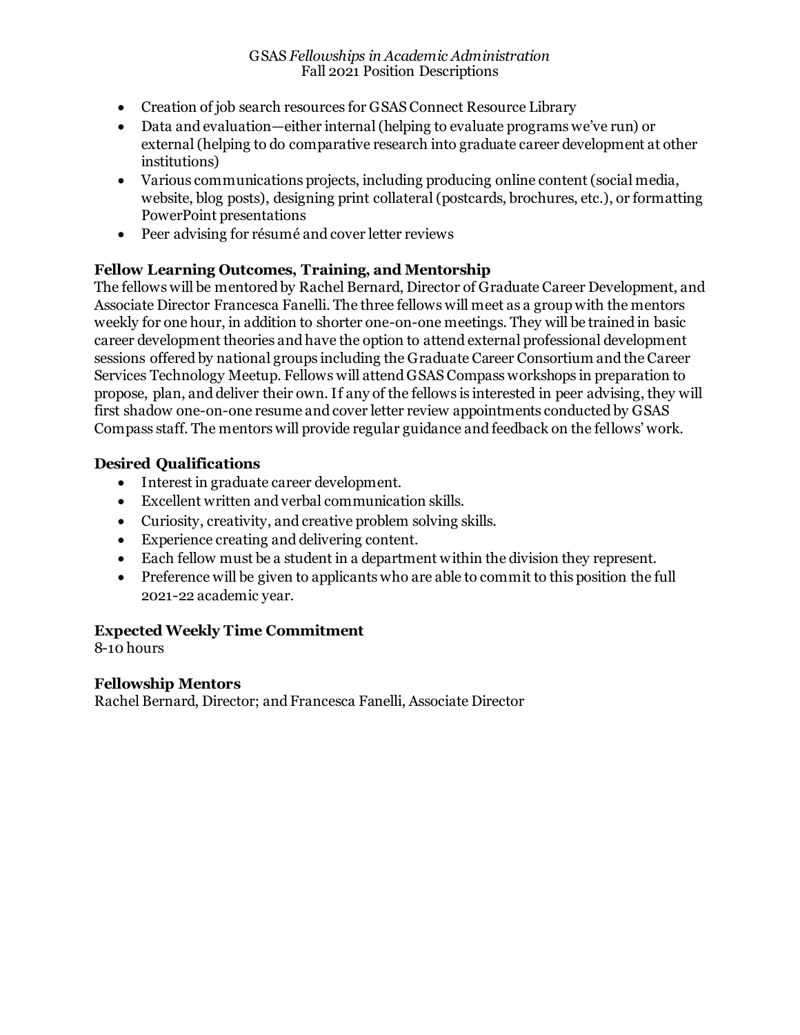- Creation of job search resources for GSAS Connect Resource Library
- Data and evaluation—either internal (helping to evaluate programs we've run) or external (helping to do comparative research into graduate career development at other institutions)
- Various communications projects, including producing online content (social media, website, blog posts), designing print collateral (postcards, brochures, etc.), or formatting PowerPoint presentations
- Peer advising for résumé and cover letter reviews

### Fellow Learning Outcomes, Training, and Mentorship

The fellows will be mentored by Rachel Bernard, Director of Graduate Career Development, and Associate Director Francesca Fanelli. The three fellows will meet as a group with the mentors weekly for one hour, in addition to shorter one-on-one meetings. They will be trained in basic career development theories and have the option to attend external professional development sessions offered by national groups including the Graduate Career Consortium and the Career Services Technology Meetup. Fellows will attend GSAS Compass workshops in preparation to propose, plan, and deliver their own. If any of the fellows is interested in peer advising, they will first shadow one-on-one resume and cover letter review appointments conducted by GSAS Compass staff. The mentors will provide regular guidance and feedback on the fellows' work.

### Desired Qualifications

- Interest in graduate career development.
- Excellent written and verbal communication skills.
- Curiosity, creativity, and creative problem solving skills.
- Experience creating and delivering content.
- Each fellow must be a student in a department within the division they represent.
- Preference will be given to applicants who are able to commit to this position the full 2021-22 academic year.

### Expected Weekly Time Commitment

8-10 hours

### Fellowship Mentors

Rachel Bernard, Director; and Francesca Fanelli, Associate Director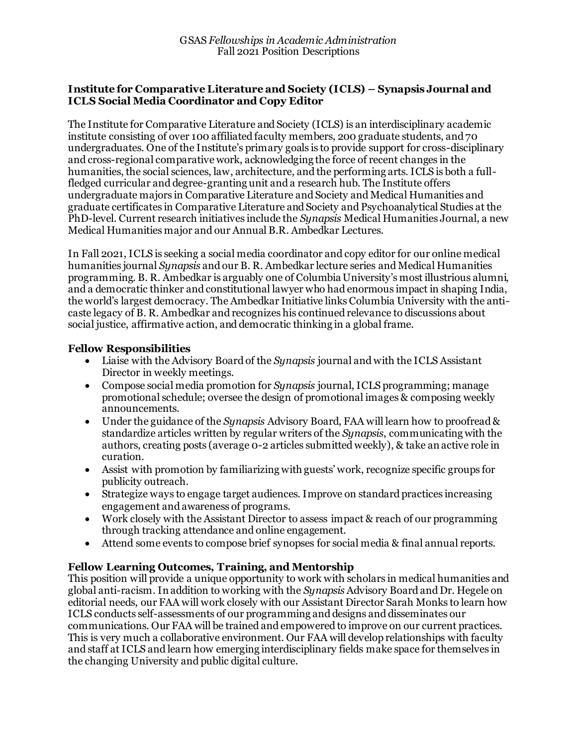GSAS *Fellowships in Academic Administration*
Fall 2021 Position Descriptions

### Institute for Comparative Literature and Society (ICLS) – Synapsis Journal and ICLS Social Media Coordinator and Copy Editor

The Institute for Comparative Literature and Society (ICLS) is an interdisciplinary academic institute consisting of over 100 affiliated faculty members, 200 graduate students, and 70 undergraduates. One of the Institute's primary goals is to provide support for cross-disciplinary and cross-regional comparative work, acknowledging the force of recent changes in the humanities, the social sciences, law, architecture, and the performing arts. ICLS is both a full-fledged curricular and degree-granting unit and a research hub. The Institute offers undergraduate majors in Comparative Literature and Society and Medical Humanities and graduate certificates in Comparative Literature and Society and Psychoanalytical Studies at the PhD-level. Current research initiatives include the *Synapsis* Medical Humanities Journal, a new Medical Humanities major and our Annual B.R. Ambedkar Lectures.

In Fall 2021, ICLS is seeking a social media coordinator and copy editor for our online medical humanities journal *Synapsis* and our B. R. Ambedkar lecture series and Medical Humanities programming. B. R. Ambedkar is arguably one of Columbia University's most illustrious alumni, and a democratic thinker and constitutional lawyer who had enormous impact in shaping India, the world's largest democracy. The Ambedkar Initiative links Columbia University with the anti-caste legacy of B. R. Ambedkar and recognizes his continued relevance to discussions about social justice, affirmative action, and democratic thinking in a global frame.

### Fellow Responsibilities

- Liaise with the Advisory Board of the *Synapsis* journal and with the ICLS Assistant Director in weekly meetings.
- Compose social media promotion for *Synapsis* journal, ICLS programming; manage promotional schedule; oversee the design of promotional images & composing weekly announcements.
- Under the guidance of the *Synapsis* Advisory Board, FAA will learn how to proofread & standardize articles written by regular writers of the *Synapsis*, communicating with the authors, creating posts (average 0-2 articles submitted weekly), & take an active role in curation.
- Assist with promotion by familiarizing with guests' work, recognize specific groups for publicity outreach.
- Strategize ways to engage target audiences. Improve on standard practices increasing engagement and awareness of programs.
- Work closely with the Assistant Director to assess impact & reach of our programming through tracking attendance and online engagement.
- Attend some events to compose brief synopses for social media & final annual reports.

### Fellow Learning Outcomes, Training, and Mentorship

This position will provide a unique opportunity to work with scholars in medical humanities and global anti-racism. In addition to working with the *Synapsis* Advisory Board and Dr. Hegele on editorial needs, our FAA will work closely with our Assistant Director Sarah Monks to learn how ICLS conducts self-assessments of our programming and designs and disseminates our communications. Our FAA will be trained and empowered to improve on our current practices. This is very much a collaborative environment. Our FAA will develop relationships with faculty and staff at ICLS and learn how emerging interdisciplinary fields make space for themselves in the changing University and public digital culture.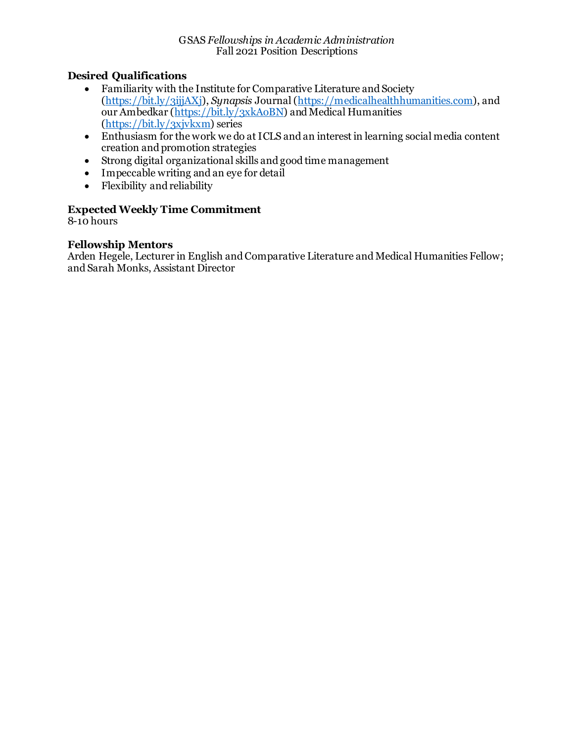### Desired Qualifications

- Familiarity with the Institute for Comparative Literature and Society (https://bit.ly/3ijjAXj), *Synapsis* Journal (https://medicalhealthhumanities.com), and our Ambedkar (https://bit.ly/3xkA0BN) and Medical Humanities (https://bit.ly/3xjvkxm) series
- Enthusiasm for the work we do at ICLS and an interest in learning social media content creation and promotion strategies
- Strong digital organizational skills and good time management
- Impeccable writing and an eye for detail
- Flexibility and reliability

### Expected Weekly Time Commitment

8-10 hours

### Fellowship Mentors

Arden Hegele, Lecturer in English and Comparative Literature and Medical Humanities Fellow; and Sarah Monks, Assistant Director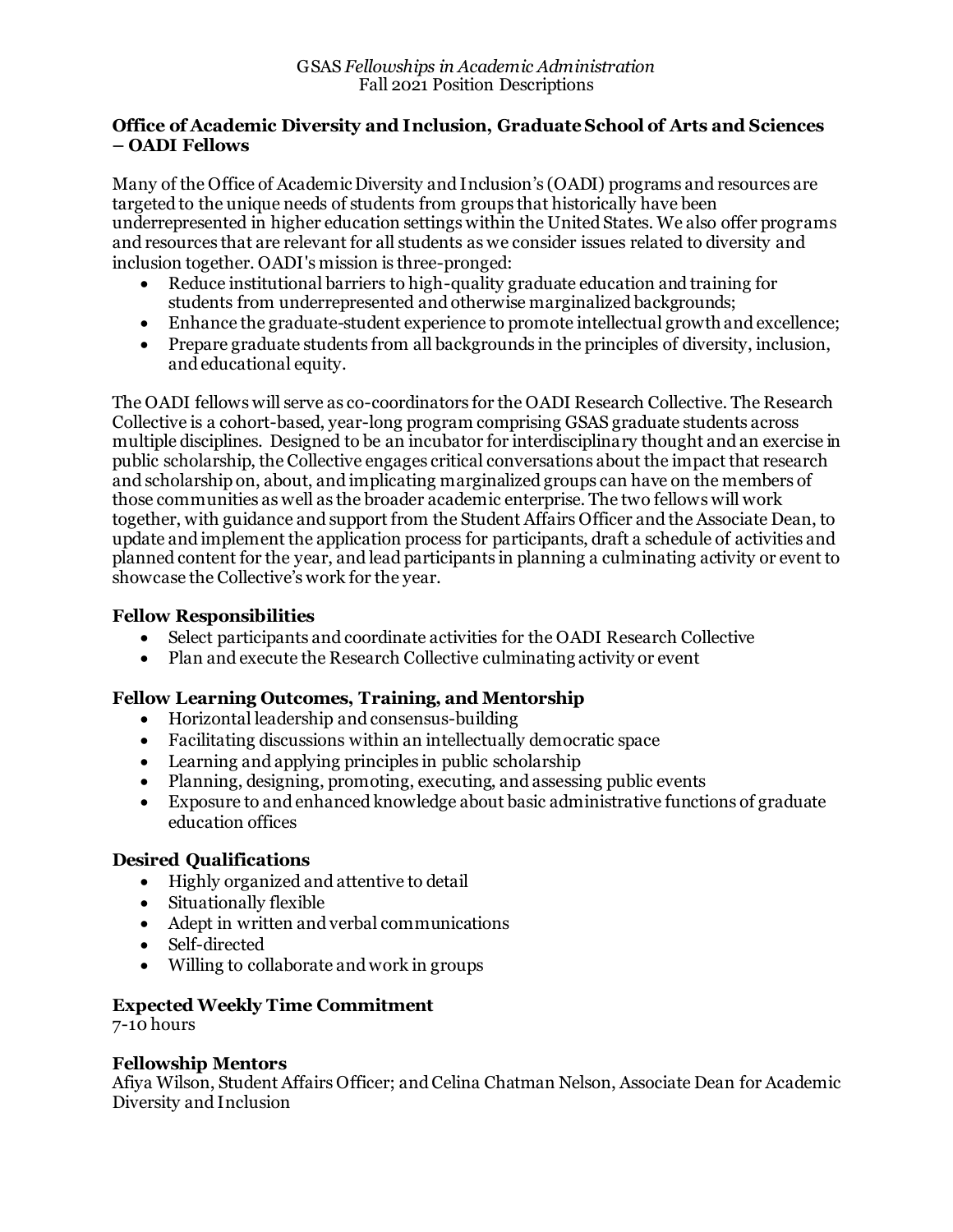GSAS *Fellowships in Academic Administration*
Fall 2021 Position Descriptions

**Office of Academic Diversity and Inclusion, Graduate School of Arts and Sciences – OADI Fellows**

Many of the Office of Academic Diversity and Inclusion's (OADI) programs and resources are targeted to the unique needs of students from groups that historically have been underrepresented in higher education settings within the United States. We also offer programs and resources that are relevant for all students as we consider issues related to diversity and inclusion together. OADI's mission is three-pronged:

- Reduce institutional barriers to high-quality graduate education and training for students from underrepresented and otherwise marginalized backgrounds;
- Enhance the graduate-student experience to promote intellectual growth and excellence;
- Prepare graduate students from all backgrounds in the principles of diversity, inclusion, and educational equity.

The OADI fellows will serve as co-coordinators for the OADI Research Collective. The Research Collective is a cohort-based, year-long program comprising GSAS graduate students across multiple disciplines. Designed to be an incubator for interdisciplinary thought and an exercise in public scholarship, the Collective engages critical conversations about the impact that research and scholarship on, about, and implicating marginalized groups can have on the members of those communities as well as the broader academic enterprise. The two fellows will work together, with guidance and support from the Student Affairs Officer and the Associate Dean, to update and implement the application process for participants, draft a schedule of activities and planned content for the year, and lead participants in planning a culminating activity or event to showcase the Collective's work for the year.

### Fellow Responsibilities

- Select participants and coordinate activities for the OADI Research Collective
- Plan and execute the Research Collective culminating activity or event

### Fellow Learning Outcomes, Training, and Mentorship

- Horizontal leadership and consensus-building
- Facilitating discussions within an intellectually democratic space
- Learning and applying principles in public scholarship
- Planning, designing, promoting, executing, and assessing public events
- Exposure to and enhanced knowledge about basic administrative functions of graduate education offices

### Desired Qualifications

- Highly organized and attentive to detail
- Situationally flexible
- Adept in written and verbal communications
- Self-directed
- Willing to collaborate and work in groups

### Expected Weekly Time Commitment

7-10 hours

### Fellowship Mentors

Afiya Wilson, Student Affairs Officer; and Celina Chatman Nelson, Associate Dean for Academic Diversity and Inclusion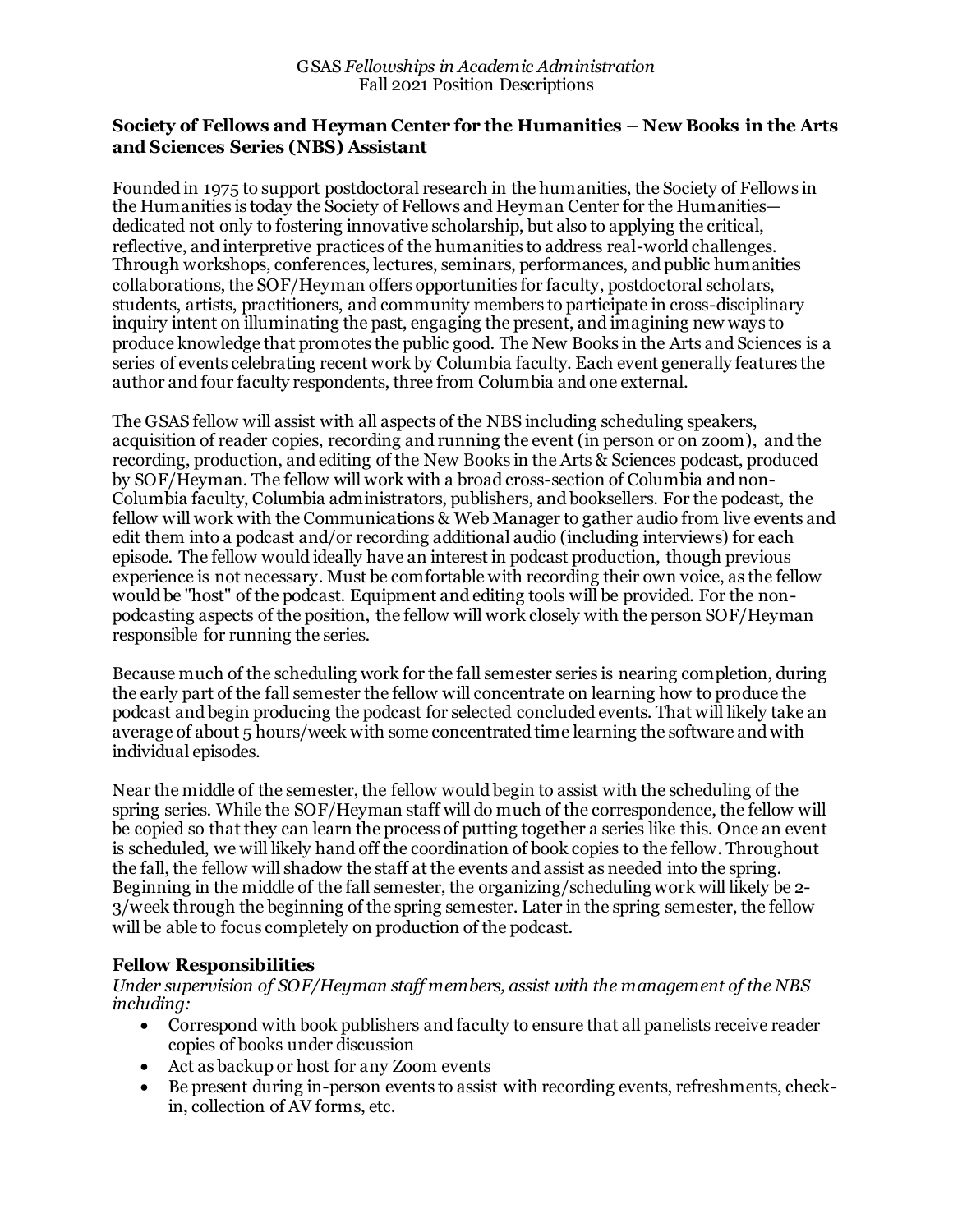GSAS *Fellowships in Academic Administration*
Fall 2021 Position Descriptions

### Society of Fellows and Heyman Center for the Humanities – New Books in the Arts and Sciences Series (NBS) Assistant

Founded in 1975 to support postdoctoral research in the humanities, the Society of Fellows in the Humanities is today the Society of Fellows and Heyman Center for the Humanities—dedicated not only to fostering innovative scholarship, but also to applying the critical, reflective, and interpretive practices of the humanities to address real-world challenges. Through workshops, conferences, lectures, seminars, performances, and public humanities collaborations, the SOF/Heyman offers opportunities for faculty, postdoctoral scholars, students, artists, practitioners, and community members to participate in cross-disciplinary inquiry intent on illuminating the past, engaging the present, and imagining new ways to produce knowledge that promotes the public good. The New Books in the Arts and Sciences is a series of events celebrating recent work by Columbia faculty. Each event generally features the author and four faculty respondents, three from Columbia and one external.

The GSAS fellow will assist with all aspects of the NBS including scheduling speakers, acquisition of reader copies, recording and running the event (in person or on zoom), and the recording, production, and editing of the New Books in the Arts & Sciences podcast, produced by SOF/Heyman. The fellow will work with a broad cross-section of Columbia and non-Columbia faculty, Columbia administrators, publishers, and booksellers. For the podcast, the fellow will work with the Communications & Web Manager to gather audio from live events and edit them into a podcast and/or recording additional audio (including interviews) for each episode. The fellow would ideally have an interest in podcast production, though previous experience is not necessary. Must be comfortable with recording their own voice, as the fellow would be "host" of the podcast. Equipment and editing tools will be provided. For the non-podcasting aspects of the position, the fellow will work closely with the person SOF/Heyman responsible for running the series.

Because much of the scheduling work for the fall semester series is nearing completion, during the early part of the fall semester the fellow will concentrate on learning how to produce the podcast and begin producing the podcast for selected concluded events. That will likely take an average of about 5 hours/week with some concentrated time learning the software and with individual episodes.

Near the middle of the semester, the fellow would begin to assist with the scheduling of the spring series. While the SOF/Heyman staff will do much of the correspondence, the fellow will be copied so that they can learn the process of putting together a series like this. Once an event is scheduled, we will likely hand off the coordination of book copies to the fellow. Throughout the fall, the fellow will shadow the staff at the events and assist as needed into the spring. Beginning in the middle of the fall semester, the organizing/scheduling work will likely be 2-3/week through the beginning of the spring semester. Later in the spring semester, the fellow will be able to focus completely on production of the podcast.

### Fellow Responsibilities

*Under supervision of SOF/Heyman staff members, assist with the management of the NBS including:*

- Correspond with book publishers and faculty to ensure that all panelists receive reader copies of books under discussion
- Act as backup or host for any Zoom events
- Be present during in-person events to assist with recording events, refreshments, check-in, collection of AV forms, etc.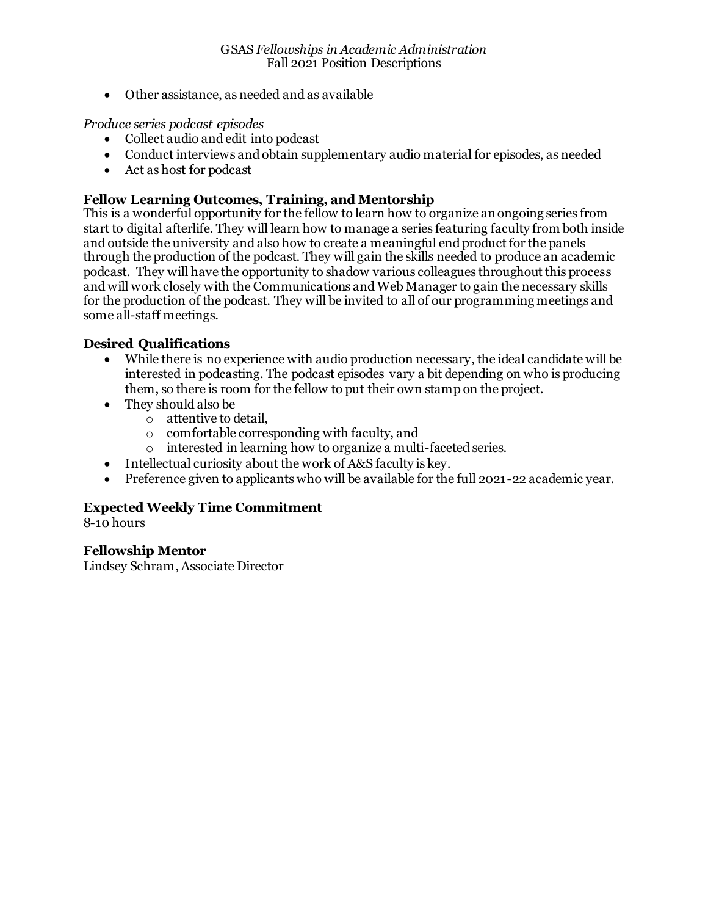- Other assistance, as needed and as available

*Produce series podcast episodes*

- Collect audio and edit into podcast
- Conduct interviews and obtain supplementary audio material for episodes, as needed
- Act as host for podcast

**Fellow Learning Outcomes, Training, and Mentorship**

This is a wonderful opportunity for the fellow to learn how to organize an ongoing series from start to digital afterlife. They will learn how to manage a series featuring faculty from both inside and outside the university and also how to create a meaningful end product for the panels through the production of the podcast. They will gain the skills needed to produce an academic podcast. They will have the opportunity to shadow various colleagues throughout this process and will work closely with the Communications and Web Manager to gain the necessary skills for the production of the podcast. They will be invited to all of our programming meetings and some all-staff meetings.

**Desired Qualifications**

- While there is no experience with audio production necessary, the ideal candidate will be interested in podcasting. The podcast episodes vary a bit depending on who is producing them, so there is room for the fellow to put their own stamp on the project.
- They should also be
    - attentive to detail,
    - comfortable corresponding with faculty, and
    - interested in learning how to organize a multi-faceted series.
- Intellectual curiosity about the work of A&S faculty is key.
- Preference given to applicants who will be available for the full 2021-22 academic year.

**Expected Weekly Time Commitment**

8-10 hours

**Fellowship Mentor**

Lindsey Schram, Associate Director